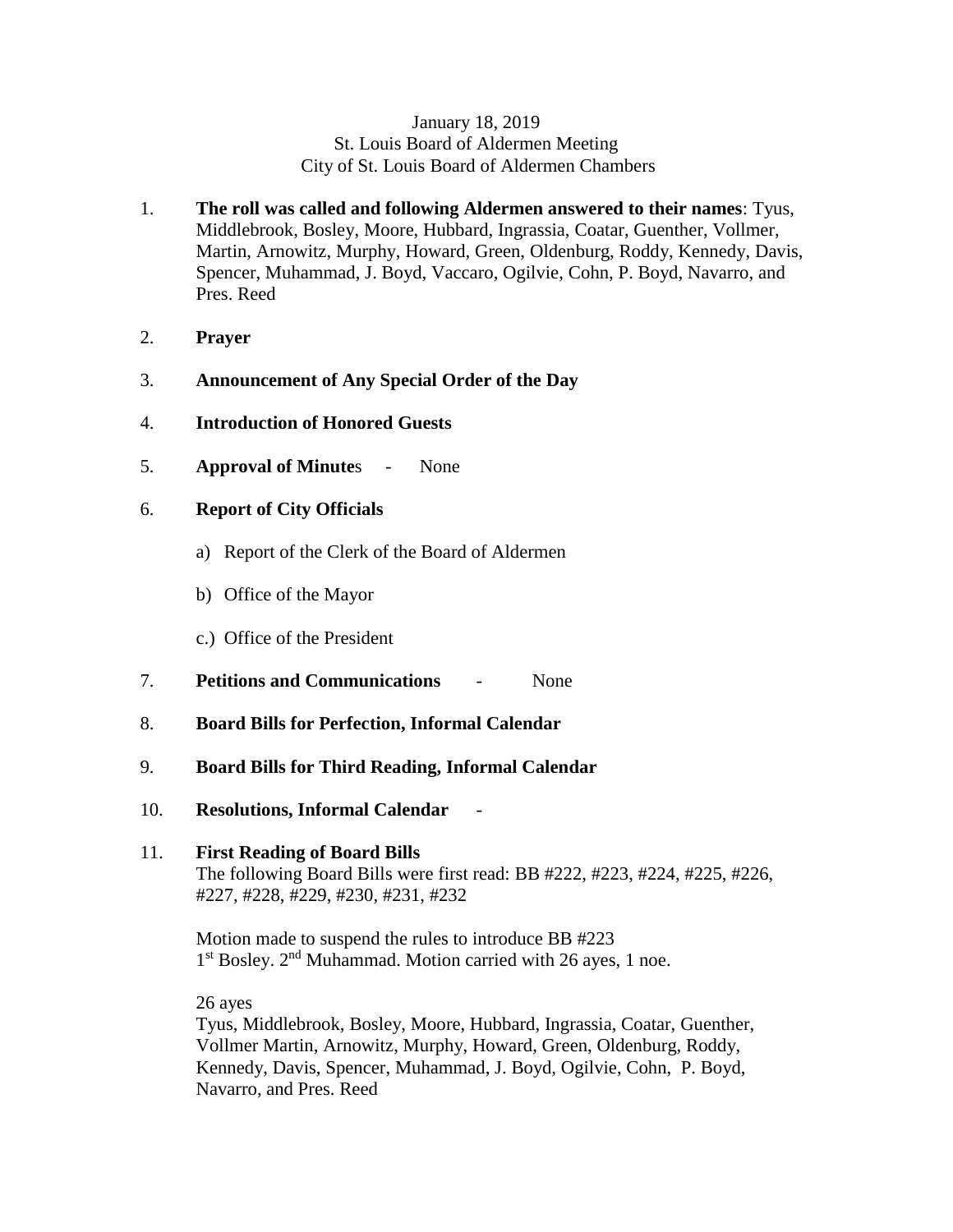January 18, 2019
St. Louis Board of Aldermen Meeting
City of St. Louis Board of Aldermen Chambers

1. **The roll was called and following Aldermen answered to their names**: Tyus, Middlebrook, Bosley, Moore, Hubbard, Ingrassia, Coatar, Guenther, Vollmer, Martin, Arnowitz, Murphy, Howard, Green, Oldenburg, Roddy, Kennedy, Davis, Spencer, Muhammad, J. Boyd, Vaccaro, Ogilvie, Cohn, P. Boyd, Navarro, and Pres. Reed

2. **Prayer**

3. **Announcement of Any Special Order of the Day**

4. **Introduction of Honored Guests**

5. **Approval of Minute**s - None

6. **Report of City Officials**

   a) Report of the Clerk of the Board of Aldermen

   b) Office of the Mayor

   c.) Office of the President

7. **Petitions and Communications** - None

8. **Board Bills for Perfection, Informal Calendar**

9. **Board Bills for Third Reading, Informal Calendar**

10. **Resolutions, Informal Calendar** -

11. **First Reading of Board Bills**
    The following Board Bills were first read: BB #222, #223, #224, #225, #226, #227, #228, #229, #230, #231, #232

    Motion made to suspend the rules to introduce BB #223
    1st Bosley. 2nd Muhammad. Motion carried with 26 ayes, 1 noe.

    26 ayes
    Tyus, Middlebrook, Bosley, Moore, Hubbard, Ingrassia, Coatar, Guenther, Vollmer Martin, Arnowitz, Murphy, Howard, Green, Oldenburg, Roddy, Kennedy, Davis, Spencer, Muhammad, J. Boyd, Ogilvie, Cohn, P. Boyd, Navarro, and Pres. Reed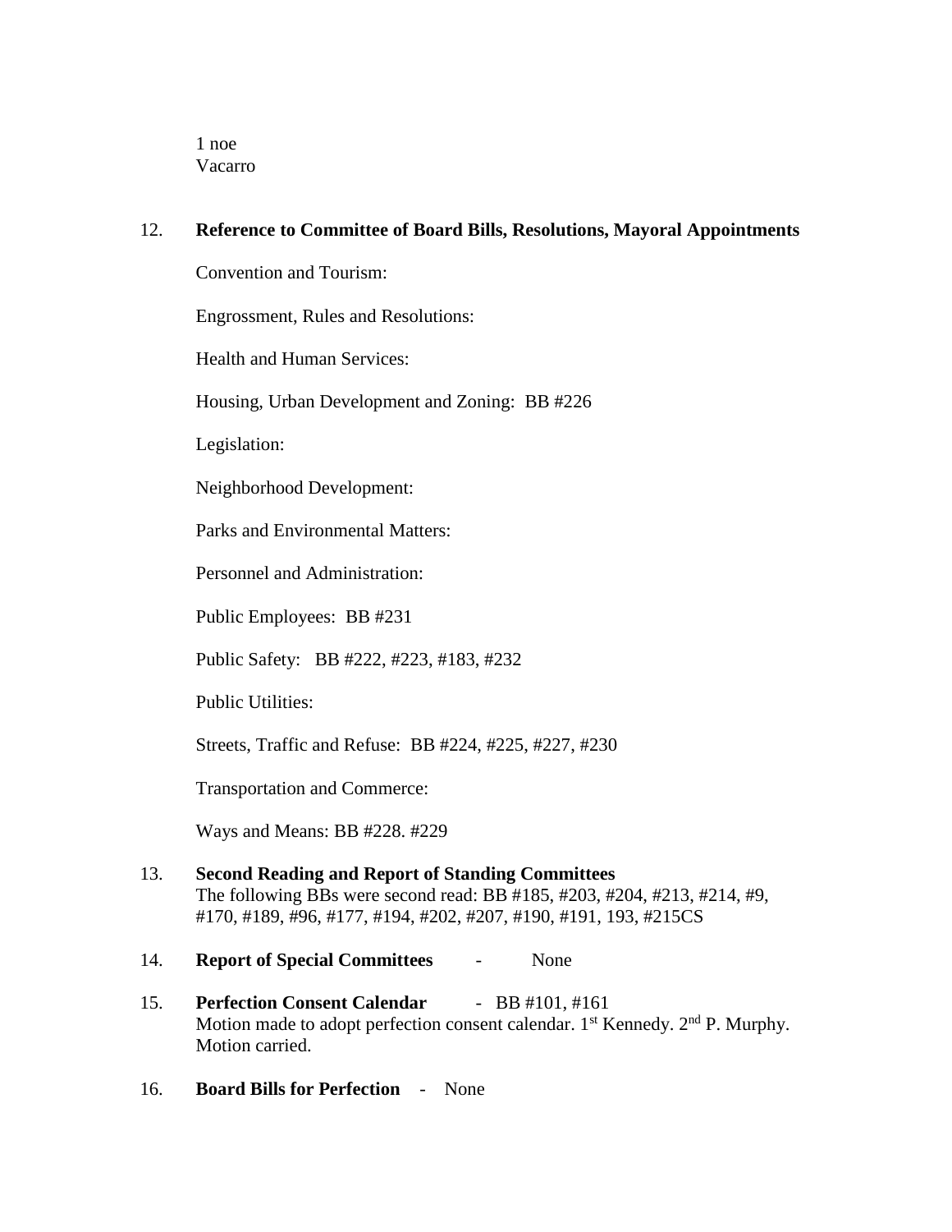1 noe
Vacarro

12. **Reference to Committee of Board Bills, Resolutions, Mayoral Appointments**

    Convention and Tourism:

    Engrossment, Rules and Resolutions:

    Health and Human Services:

    Housing, Urban Development and Zoning: BB #226

    Legislation:

    Neighborhood Development:

    Parks and Environmental Matters:

    Personnel and Administration:

    Public Employees: BB #231

    Public Safety: BB #222, #223, #183, #232

    Public Utilities:

    Streets, Traffic and Refuse: BB #224, #225, #227, #230

    Transportation and Commerce:

    Ways and Means: BB #228. #229

13. **Second Reading and Report of Standing Committees**
    The following BBs were second read: BB #185, #203, #204, #213, #214, #9, #170, #189, #96, #177, #194, #202, #207, #190, #191, 193, #215CS

14. **Report of Special Committees** - None

15. **Perfection Consent Calendar** - BB #101, #161
    Motion made to adopt perfection consent calendar. 1st Kennedy. 2nd P. Murphy. Motion carried.

16. **Board Bills for Perfection** - None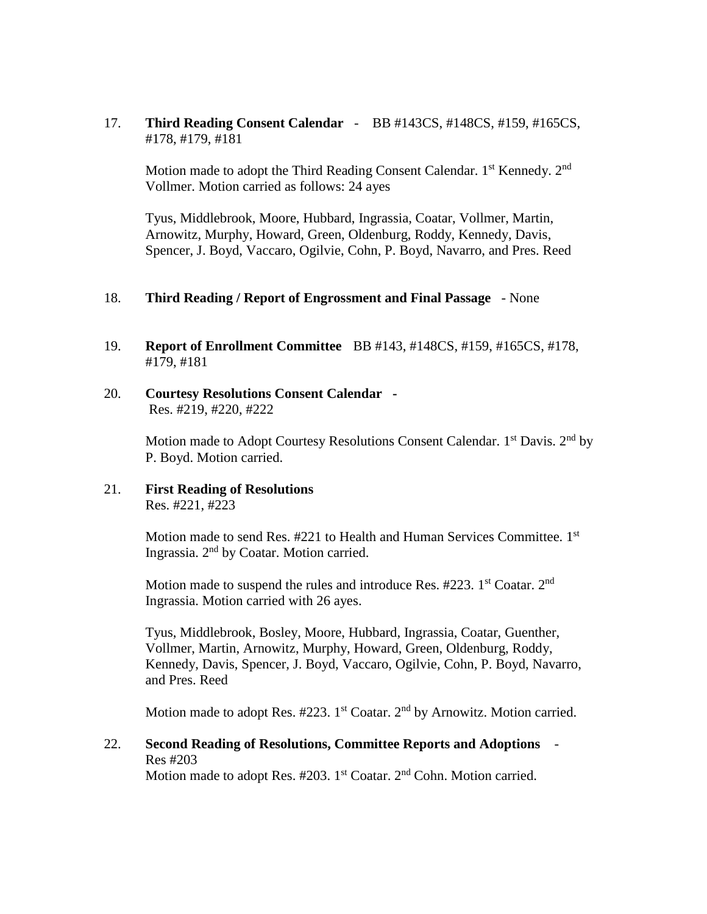17. **Third Reading Consent Calendar** - BB #143CS, #148CS, #159, #165CS, #178, #179, #181

    Motion made to adopt the Third Reading Consent Calendar. 1st Kennedy. 2nd Vollmer. Motion carried as follows: 24 ayes

    Tyus, Middlebrook, Moore, Hubbard, Ingrassia, Coatar, Vollmer, Martin, Arnowitz, Murphy, Howard, Green, Oldenburg, Roddy, Kennedy, Davis, Spencer, J. Boyd, Vaccaro, Ogilvie, Cohn, P. Boyd, Navarro, and Pres. Reed

18. **Third Reading / Report of Engrossment and Final Passage** - None

19. **Report of Enrollment Committee** BB #143, #148CS, #159, #165CS, #178, #179, #181

20. **Courtesy Resolutions Consent Calendar** -
    Res. #219, #220, #222

    Motion made to Adopt Courtesy Resolutions Consent Calendar. 1st Davis. 2nd by P. Boyd. Motion carried.

21. **First Reading of Resolutions**
    Res. #221, #223

    Motion made to send Res. #221 to Health and Human Services Committee. 1st Ingrassia. 2nd by Coatar. Motion carried.

    Motion made to suspend the rules and introduce Res. #223. 1st Coatar. 2nd Ingrassia. Motion carried with 26 ayes.

    Tyus, Middlebrook, Bosley, Moore, Hubbard, Ingrassia, Coatar, Guenther, Vollmer, Martin, Arnowitz, Murphy, Howard, Green, Oldenburg, Roddy, Kennedy, Davis, Spencer, J. Boyd, Vaccaro, Ogilvie, Cohn, P. Boyd, Navarro, and Pres. Reed

    Motion made to adopt Res. #223. 1st Coatar. 2nd by Arnowitz. Motion carried.

22. **Second Reading of Resolutions, Committee Reports and Adoptions** -
    Res #203
    Motion made to adopt Res. #203. 1st Coatar. 2nd Cohn. Motion carried.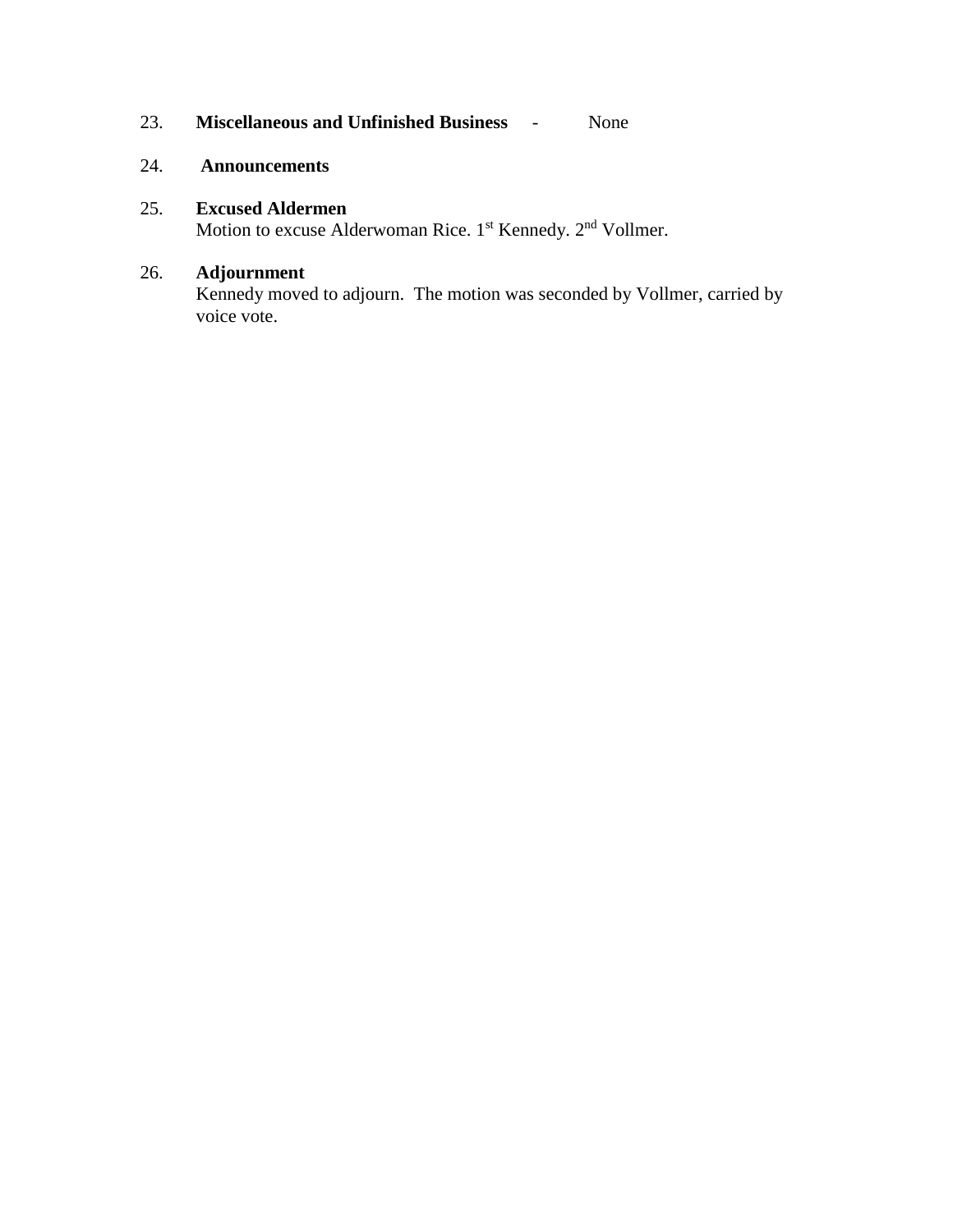23. **Miscellaneous and Unfinished Business** - None

24. **Announcements**

25. **Excused Aldermen**
Motion to excuse Alderwoman Rice. 1st Kennedy. 2nd Vollmer.

26. **Adjournment**
Kennedy moved to adjourn. The motion was seconded by Vollmer, carried by voice vote.